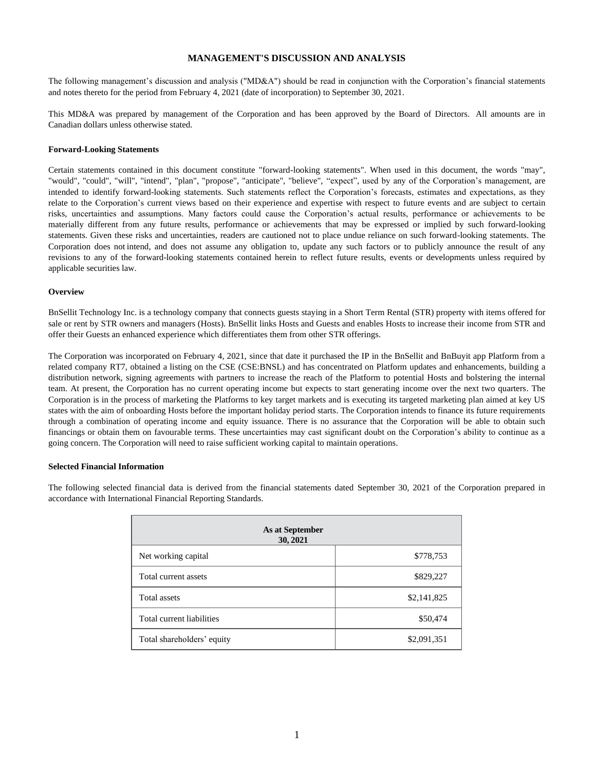# MANAGEMENT'S DISCUSSION AND ANALYSIS

The following management's discussion and analysis ("MD&A") should be read in conjunction with the Corporation's financial statements and notes thereto for the period from February 4, 2021 (date of incorporation) to September 30, 2021.

This MD&A was prepared by management of the Corporation and has been approved by the Board of Directors. All amounts are in Canadian dollars unless otherwise stated.

### Forward-Looking Statements

Certain statements contained in this document constitute "forward-looking statements". When used in this document, the words "may", "would", "could", "will", "intend", "plan", "propose", "anticipate", "believe", "expect", used by any of the Corporation's management, are intended to identify forward-looking statements. Such statements reflect the Corporation's forecasts, estimates and expectations, as they relate to the Corporation's current views based on their experience and expertise with respect to future events and are subject to certain risks, uncertainties and assumptions. Many factors could cause the Corporation's actual results, performance or achievements to be materially different from any future results, performance or achievements that may be expressed or implied by such forward-looking statements. Given these risks and uncertainties, readers are cautioned not to place undue reliance on such forward-looking statements. The Corporation does not intend, and does not assume any obligation to, update any such factors or to publicly announce the result of any revisions to any of the forward-looking statements contained herein to reflect future results, events or developments unless required by applicable securities law.

### Overview

BnSellit Technology Inc. is a technology company that connects guests staying in a Short Term Rental (STR) property with items offered for sale or rent by STR owners and managers (Hosts). BnSellit links Hosts and Guests and enables Hosts to increase their income from STR and offer their Guests an enhanced experience which differentiates them from other STR offerings.

The Corporation was incorporated on February 4, 2021, since that date it purchased the IP in the BnSellit and BnBuyit app Platform from a related company RT7, obtained a listing on the CSE (CSE:BNSL) and has concentrated on Platform updates and enhancements, building a distribution network, signing agreements with partners to increase the reach of the Platform to potential Hosts and bolstering the internal team. At present, the Corporation has no current operating income but expects to start generating income over the next two quarters. The Corporation is in the process of marketing the Platforms to key target markets and is executing its targeted marketing plan aimed at key US states with the aim of onboarding Hosts before the important holiday period starts. The Corporation intends to finance its future requirements through a combination of operating income and equity issuance. There is no assurance that the Corporation will be able to obtain such financings or obtain them on favourable terms. These uncertainties may cast significant doubt on the Corporation's ability to continue as a going concern. The Corporation will need to raise sufficient working capital to maintain operations.

### Selected Financial Information

The following selected financial data is derived from the financial statements dated September 30, 2021 of the Corporation prepared in accordance with International Financial Reporting Standards.

| As at September 30, 2021 | |
|---|---|
| Net working capital | $778,753 |
| Total current assets | $829,227 |
| Total assets | $2,141,825 |
| Total current liabilities | $50,474 |
| Total shareholders' equity | $2,091,351 |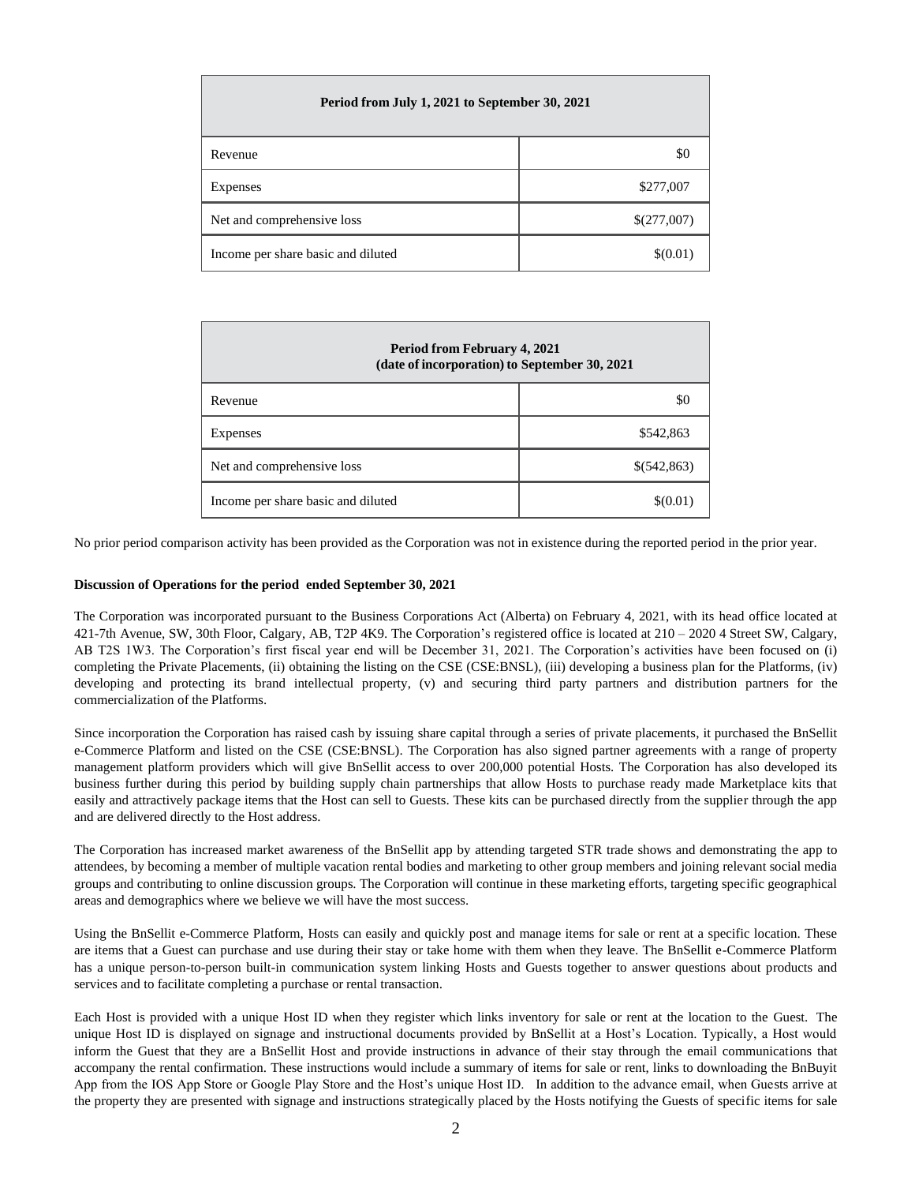| Period from July 1, 2021 to September 30, 2021 | |
|---|---|
| Revenue | \$0 |
| Expenses | \$277,007 |
| Net and comprehensive loss | \$(277,007) |
| Income per share basic and diluted | \$(0.01) |

| Period from February 4, 2021 (date of incorporation) to September 30, 2021 | |
|---|---|
| Revenue | \$0 |
| Expenses | \$542,863 |
| Net and comprehensive loss | \$(542,863) |
| Income per share basic and diluted | \$(0.01) |

No prior period comparison activity has been provided as the Corporation was not in existence during the reported period in the prior year.

**Discussion of Operations for the period ended September 30, 2021**

The Corporation was incorporated pursuant to the Business Corporations Act (Alberta) on February 4, 2021, with its head office located at 421-7th Avenue, SW, 30th Floor, Calgary, AB, T2P 4K9. The Corporation's registered office is located at 210 – 2020 4 Street SW, Calgary, AB T2S 1W3. The Corporation's first fiscal year end will be December 31, 2021. The Corporation's activities have been focused on (i) completing the Private Placements, (ii) obtaining the listing on the CSE (CSE:BNSL), (iii) developing a business plan for the Platforms, (iv) developing and protecting its brand intellectual property, (v) and securing third party partners and distribution partners for the commercialization of the Platforms.

Since incorporation the Corporation has raised cash by issuing share capital through a series of private placements, it purchased the BnSellit e-Commerce Platform and listed on the CSE (CSE:BNSL). The Corporation has also signed partner agreements with a range of property management platform providers which will give BnSellit access to over 200,000 potential Hosts. The Corporation has also developed its business further during this period by building supply chain partnerships that allow Hosts to purchase ready made Marketplace kits that easily and attractively package items that the Host can sell to Guests. These kits can be purchased directly from the supplier through the app and are delivered directly to the Host address.

The Corporation has increased market awareness of the BnSellit app by attending targeted STR trade shows and demonstrating the app to attendees, by becoming a member of multiple vacation rental bodies and marketing to other group members and joining relevant social media groups and contributing to online discussion groups. The Corporation will continue in these marketing efforts, targeting specific geographical areas and demographics where we believe we will have the most success.

Using the BnSellit e-Commerce Platform, Hosts can easily and quickly post and manage items for sale or rent at a specific location. These are items that a Guest can purchase and use during their stay or take home with them when they leave. The BnSellit e-Commerce Platform has a unique person-to-person built-in communication system linking Hosts and Guests together to answer questions about products and services and to facilitate completing a purchase or rental transaction.

Each Host is provided with a unique Host ID when they register which links inventory for sale or rent at the location to the Guest. The unique Host ID is displayed on signage and instructional documents provided by BnSellit at a Host's Location. Typically, a Host would inform the Guest that they are a BnSellit Host and provide instructions in advance of their stay through the email communications that accompany the rental confirmation. These instructions would include a summary of items for sale or rent, links to downloading the BnBuyit App from the IOS App Store or Google Play Store and the Host's unique Host ID. In addition to the advance email, when Guests arrive at the property they are presented with signage and instructions strategically placed by the Hosts notifying the Guests of specific items for sale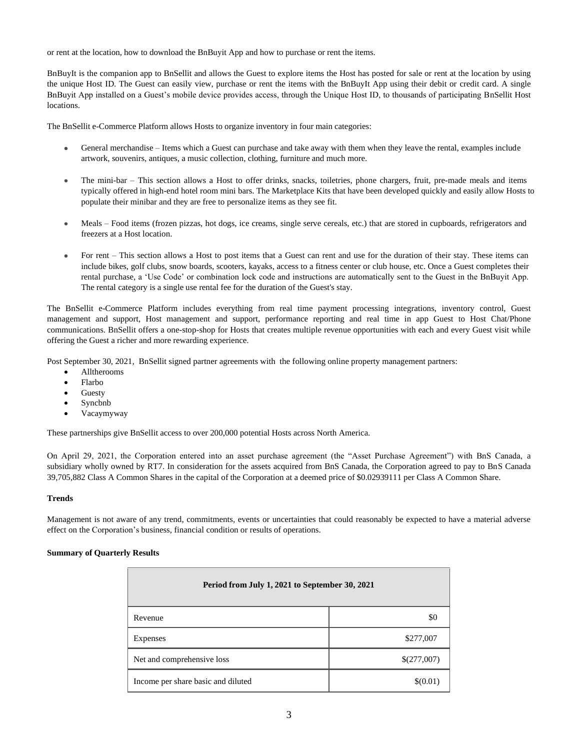or rent at the location, how to download the BnBuyit App and how to purchase or rent the items.

BnBuyIt is the companion app to BnSellit and allows the Guest to explore items the Host has posted for sale or rent at the location by using the unique Host ID. The Guest can easily view, purchase or rent the items with the BnBuyIt App using their debit or credit card. A single BnBuyit App installed on a Guest's mobile device provides access, through the Unique Host ID, to thousands of participating BnSellit Host locations.

The BnSellit e-Commerce Platform allows Hosts to organize inventory in four main categories:

- General merchandise – Items which a Guest can purchase and take away with them when they leave the rental, examples include artwork, souvenirs, antiques, a music collection, clothing, furniture and much more.
- The mini-bar – This section allows a Host to offer drinks, snacks, toiletries, phone chargers, fruit, pre-made meals and items typically offered in high-end hotel room mini bars. The Marketplace Kits that have been developed quickly and easily allow Hosts to populate their minibar and they are free to personalize items as they see fit.
- Meals – Food items (frozen pizzas, hot dogs, ice creams, single serve cereals, etc.) that are stored in cupboards, refrigerators and freezers at a Host location.
- For rent – This section allows a Host to post items that a Guest can rent and use for the duration of their stay. These items can include bikes, golf clubs, snow boards, scooters, kayaks, access to a fitness center or club house, etc. Once a Guest completes their rental purchase, a 'Use Code' or combination lock code and instructions are automatically sent to the Guest in the BnBuyit App. The rental category is a single use rental fee for the duration of the Guest's stay.

The BnSellit e-Commerce Platform includes everything from real time payment processing integrations, inventory control, Guest management and support, Host management and support, performance reporting and real time in app Guest to Host Chat/Phone communications. BnSellit offers a one-stop-shop for Hosts that creates multiple revenue opportunities with each and every Guest visit while offering the Guest a richer and more rewarding experience.

Post September 30, 2021, BnSellit signed partner agreements with the following online property management partners:

- Alltherooms
- Flarbo
- Guesty
- Syncbnb
- Vacaymyway

These partnerships give BnSellit access to over 200,000 potential Hosts across North America.

On April 29, 2021, the Corporation entered into an asset purchase agreement (the "Asset Purchase Agreement") with BnS Canada, a subsidiary wholly owned by RT7. In consideration for the assets acquired from BnS Canada, the Corporation agreed to pay to BnS Canada 39,705,882 Class A Common Shares in the capital of the Corporation at a deemed price of $0.02939111 per Class A Common Share.

**Trends**

Management is not aware of any trend, commitments, events or uncertainties that could reasonably be expected to have a material adverse effect on the Corporation's business, financial condition or results of operations.

**Summary of Quarterly Results**

| Period from July 1, 2021 to September 30, 2021 | |
|---|---|
| Revenue | $0 |
| Expenses | $277,007 |
| Net and comprehensive loss | $(277,007) |
| Income per share basic and diluted | $(0.01) |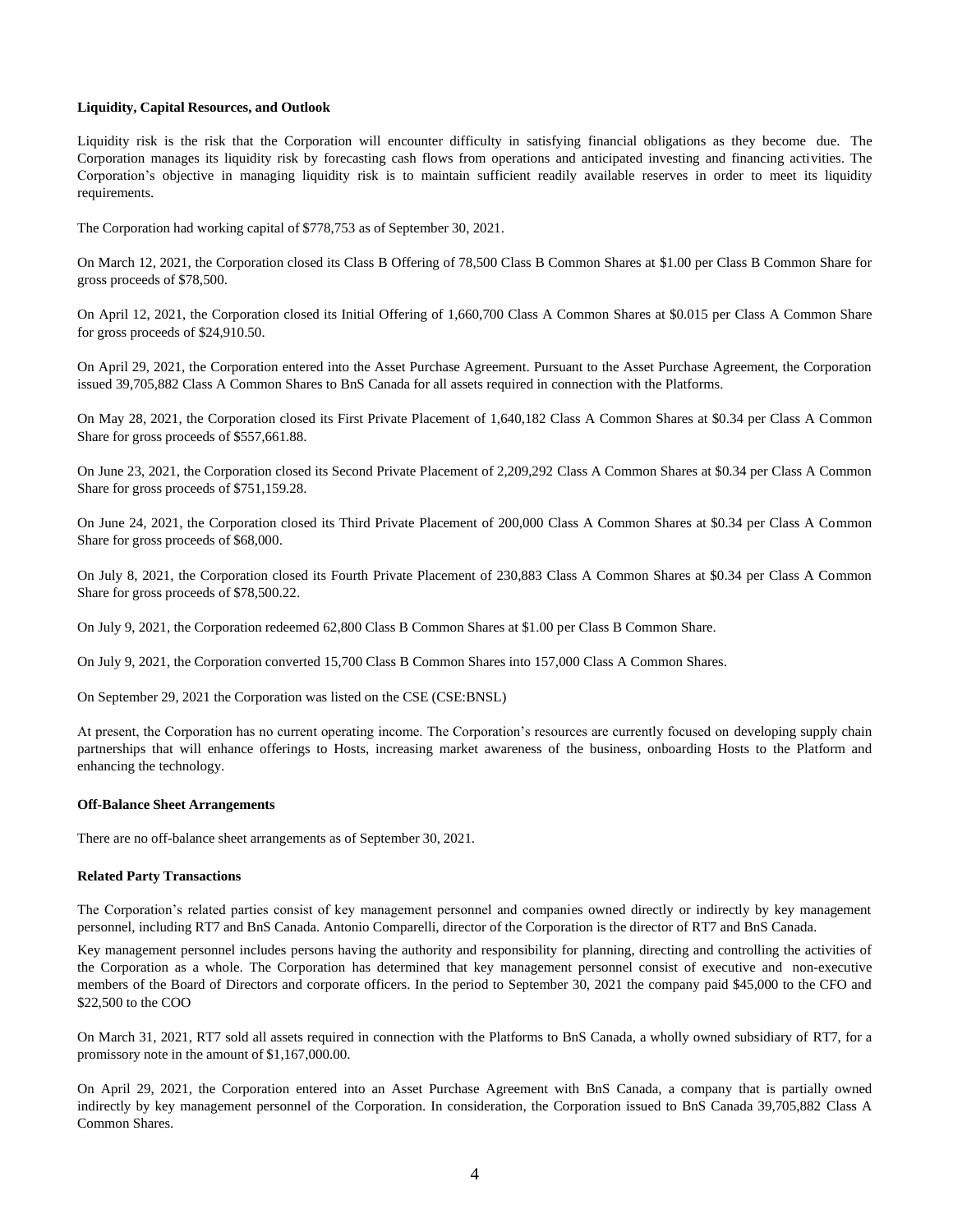**Liquidity, Capital Resources, and Outlook**

Liquidity risk is the risk that the Corporation will encounter difficulty in satisfying financial obligations as they become due. The Corporation manages its liquidity risk by forecasting cash flows from operations and anticipated investing and financing activities. The Corporation's objective in managing liquidity risk is to maintain sufficient readily available reserves in order to meet its liquidity requirements.

The Corporation had working capital of $778,753 as of September 30, 2021.

On March 12, 2021, the Corporation closed its Class B Offering of 78,500 Class B Common Shares at $1.00 per Class B Common Share for gross proceeds of $78,500.

On April 12, 2021, the Corporation closed its Initial Offering of 1,660,700 Class A Common Shares at $0.015 per Class A Common Share for gross proceeds of $24,910.50.

On April 29, 2021, the Corporation entered into the Asset Purchase Agreement. Pursuant to the Asset Purchase Agreement, the Corporation issued 39,705,882 Class A Common Shares to BnS Canada for all assets required in connection with the Platforms.

On May 28, 2021, the Corporation closed its First Private Placement of 1,640,182 Class A Common Shares at $0.34 per Class A Common Share for gross proceeds of $557,661.88.

On June 23, 2021, the Corporation closed its Second Private Placement of 2,209,292 Class A Common Shares at $0.34 per Class A Common Share for gross proceeds of $751,159.28.

On June 24, 2021, the Corporation closed its Third Private Placement of 200,000 Class A Common Shares at $0.34 per Class A Common Share for gross proceeds of $68,000.

On July 8, 2021, the Corporation closed its Fourth Private Placement of 230,883 Class A Common Shares at $0.34 per Class A Common Share for gross proceeds of $78,500.22.

On July 9, 2021, the Corporation redeemed 62,800 Class B Common Shares at $1.00 per Class B Common Share.

On July 9, 2021, the Corporation converted 15,700 Class B Common Shares into 157,000 Class A Common Shares.

On September 29, 2021 the Corporation was listed on the CSE (CSE:BNSL)

At present, the Corporation has no current operating income. The Corporation's resources are currently focused on developing supply chain partnerships that will enhance offerings to Hosts, increasing market awareness of the business, onboarding Hosts to the Platform and enhancing the technology.

**Off-Balance Sheet Arrangements**

There are no off-balance sheet arrangements as of September 30, 2021.

**Related Party Transactions**

The Corporation's related parties consist of key management personnel and companies owned directly or indirectly by key management personnel, including RT7 and BnS Canada. Antonio Comparelli, director of the Corporation is the director of RT7 and BnS Canada.

Key management personnel includes persons having the authority and responsibility for planning, directing and controlling the activities of the Corporation as a whole. The Corporation has determined that key management personnel consist of executive and non-executive members of the Board of Directors and corporate officers. In the period to September 30, 2021 the company paid $45,000 to the CFO and $22,500 to the COO

On March 31, 2021, RT7 sold all assets required in connection with the Platforms to BnS Canada, a wholly owned subsidiary of RT7, for a promissory note in the amount of $1,167,000.00.

On April 29, 2021, the Corporation entered into an Asset Purchase Agreement with BnS Canada, a company that is partially owned indirectly by key management personnel of the Corporation. In consideration, the Corporation issued to BnS Canada 39,705,882 Class A Common Shares.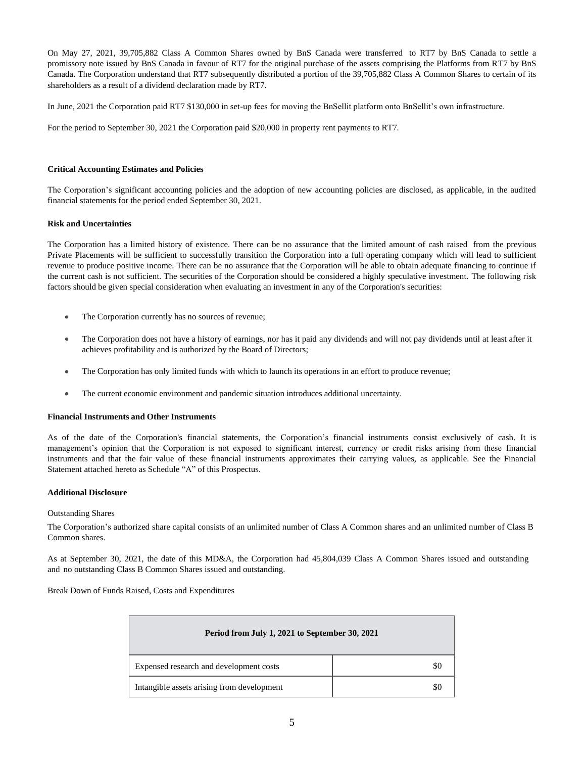On May 27, 2021, 39,705,882 Class A Common Shares owned by BnS Canada were transferred to RT7 by BnS Canada to settle a promissory note issued by BnS Canada in favour of RT7 for the original purchase of the assets comprising the Platforms from RT7 by BnS Canada. The Corporation understand that RT7 subsequently distributed a portion of the 39,705,882 Class A Common Shares to certain of its shareholders as a result of a dividend declaration made by RT7.

In June, 2021 the Corporation paid RT7 $130,000 in set-up fees for moving the BnSellit platform onto BnSellit's own infrastructure.

For the period to September 30, 2021 the Corporation paid $20,000 in property rent payments to RT7.

**Critical Accounting Estimates and Policies**

The Corporation's significant accounting policies and the adoption of new accounting policies are disclosed, as applicable, in the audited financial statements for the period ended September 30, 2021.

**Risk and Uncertainties**

The Corporation has a limited history of existence. There can be no assurance that the limited amount of cash raised from the previous Private Placements will be sufficient to successfully transition the Corporation into a full operating company which will lead to sufficient revenue to produce positive income. There can be no assurance that the Corporation will be able to obtain adequate financing to continue if the current cash is not sufficient. The securities of the Corporation should be considered a highly speculative investment. The following risk factors should be given special consideration when evaluating an investment in any of the Corporation's securities:

- The Corporation currently has no sources of revenue;
- The Corporation does not have a history of earnings, nor has it paid any dividends and will not pay dividends until at least after it achieves profitability and is authorized by the Board of Directors;
- The Corporation has only limited funds with which to launch its operations in an effort to produce revenue;
- The current economic environment and pandemic situation introduces additional uncertainty.

**Financial Instruments and Other Instruments**

As of the date of the Corporation's financial statements, the Corporation's financial instruments consist exclusively of cash. It is management's opinion that the Corporation is not exposed to significant interest, currency or credit risks arising from these financial instruments and that the fair value of these financial instruments approximates their carrying values, as applicable. See the Financial Statement attached hereto as Schedule "A" of this Prospectus.

**Additional Disclosure**

Outstanding Shares

The Corporation's authorized share capital consists of an unlimited number of Class A Common shares and an unlimited number of Class B Common shares.

As at September 30, 2021, the date of this MD&A, the Corporation had 45,804,039 Class A Common Shares issued and outstanding and no outstanding Class B Common Shares issued and outstanding.

Break Down of Funds Raised, Costs and Expenditures

| **Period from July 1, 2021 to September 30, 2021** | |
|---|---|
| Expensed research and development costs | $0 |
| Intangible assets arising from development | $0 |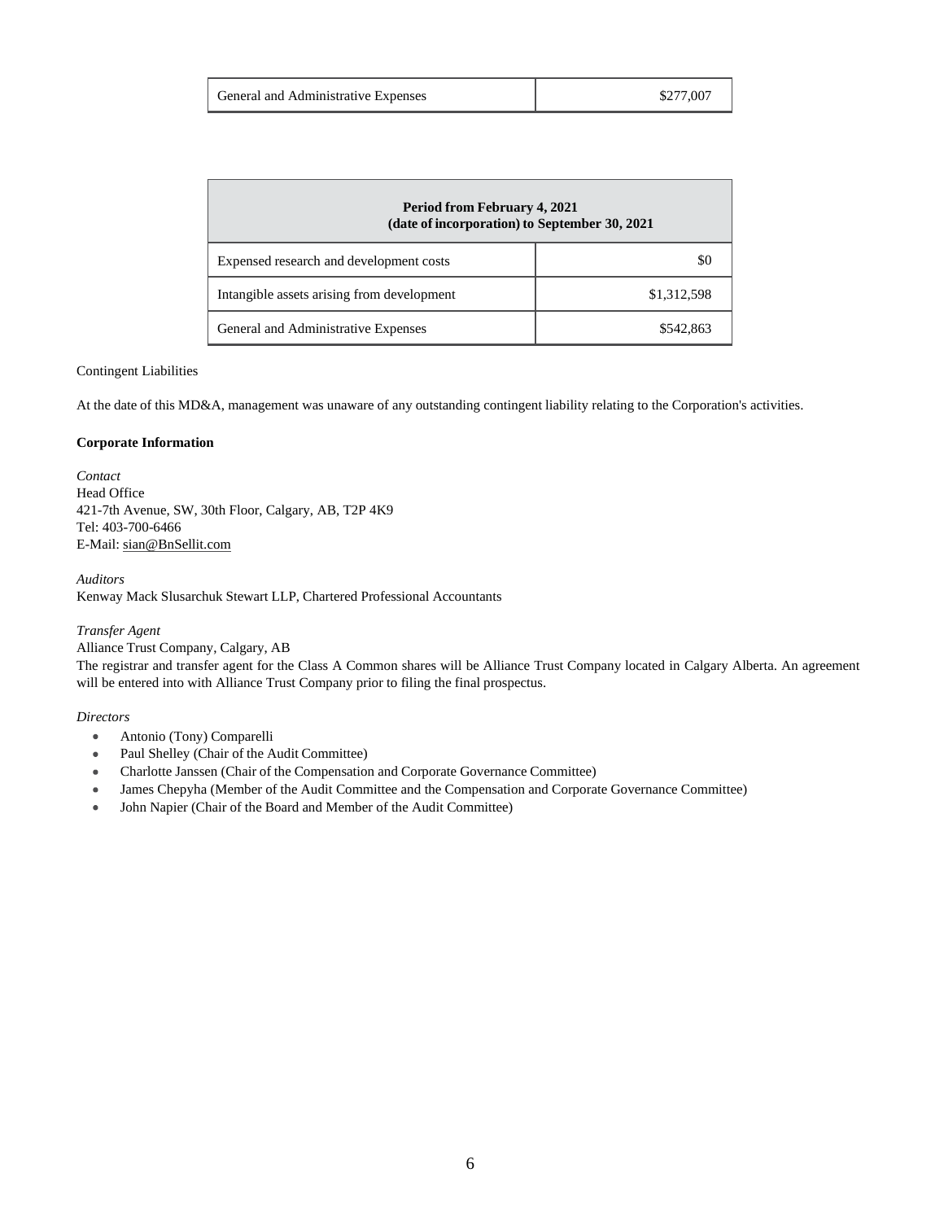| | |
|---|---|
| General and Administrative Expenses | $277,007 |

| Period from February 4, 2021 (date of incorporation) to September 30, 2021 | |
|---|---|
| Expensed research and development costs | $0 |
| Intangible assets arising from development | $1,312,598 |
| General and Administrative Expenses | $542,863 |

Contingent Liabilities

At the date of this MD&A, management was unaware of any outstanding contingent liability relating to the Corporation's activities.

**Corporate Information**

*Contact*
Head Office
421-7th Avenue, SW, 30th Floor, Calgary, AB, T2P 4K9
Tel: 403-700-6466
E-Mail: sian@BnSellit.com

*Auditors*
Kenway Mack Slusarchuk Stewart LLP, Chartered Professional Accountants

*Transfer Agent*
Alliance Trust Company, Calgary, AB
The registrar and transfer agent for the Class A Common shares will be Alliance Trust Company located in Calgary Alberta. An agreement will be entered into with Alliance Trust Company prior to filing the final prospectus.

*Directors*

- Antonio (Tony) Comparelli
- Paul Shelley (Chair of the Audit Committee)
- Charlotte Janssen (Chair of the Compensation and Corporate Governance Committee)
- James Chepyha (Member of the Audit Committee and the Compensation and Corporate Governance Committee)
- John Napier (Chair of the Board and Member of the Audit Committee)